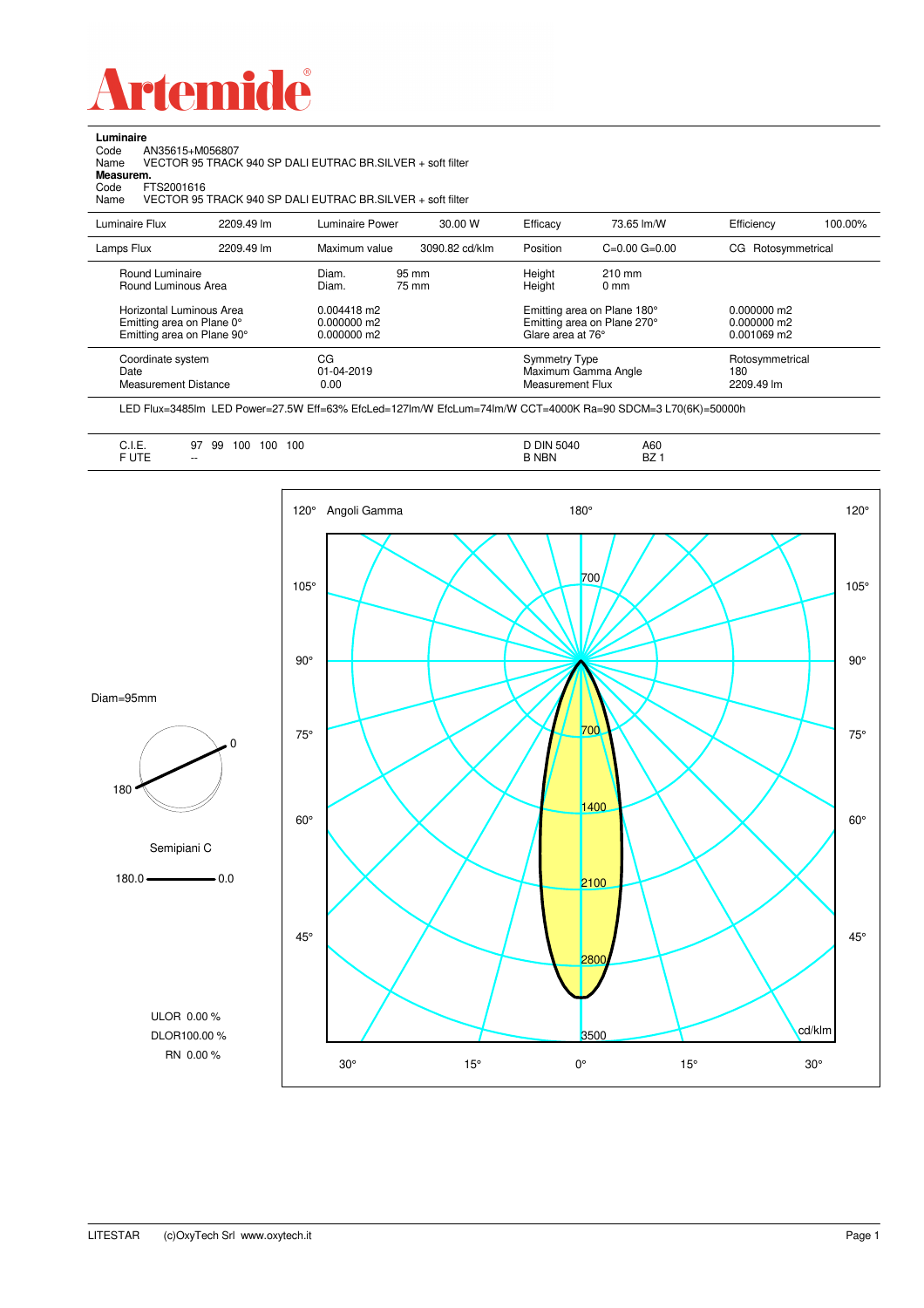# Artemide

**Luminaire**

Code AN35615+M056807

Name VECTOR 95 TRACK 940 SP DALI EUTRAC BR.SILVER + soft filter

**Measurem.**

Code FTS2001616

Name VECTOR 95 TRACK 940 SP DALI EUTRAC BR.SILVER + soft filter

| Luminaire Flux | 2209.49 lm | Luminaire Power | 30.00 W | Efficacy | 73.65 lm/W | Efficiency | 100.00% |
|---|---|---|---|---|---|---|---|
| Lamps Flux | 2209.49 lm | Maximum value | 3090.82 cd/klm | Position | C=0.00 G=0.00 | CG Rotosymmetrical | |

| | | | |
|---|---|---|---|
| Round Luminaire | Diam. 95 mm | Height 210 mm | |
| Round Luminous Area | Diam. 75 mm | Height 0 mm | |
| Horizontal Luminous Area | 0.004418 m2 | Emitting area on Plane 180° | 0.000000 m2 |
| Emitting area on Plane 0° | 0.000000 m2 | Emitting area on Plane 270° | 0.000000 m2 |
| Emitting area on Plane 90° | 0.000000 m2 | Glare area at 76° | 0.001069 m2 |
| Coordinate system | CG | Symmetry Type | Rotosymmetrical |
| Date | 01-04-2019 | Maximum Gamma Angle | 180 |
| Measurement Distance | 0.00 | Measurement Flux | 2209.49 lm |

LED Flux=3485lm LED Power=27.5W Eff=63% EfcLed=127lm/W EfcLum=74lm/W CCT=4000K Ra=90 SDCM=3 L70(6K)=50000h

| | | | |
|---|---|---|---|
| C.I.E. | 97 99 100 100 100 | D DIN 5040 | A60 |
| F UTE | -- | B NBN | BZ 1 |

Diam=95mm

Semipiani C

180.0 — 0.0

ULOR 0.00 %

DLOR100.00 %

RN 0.00 %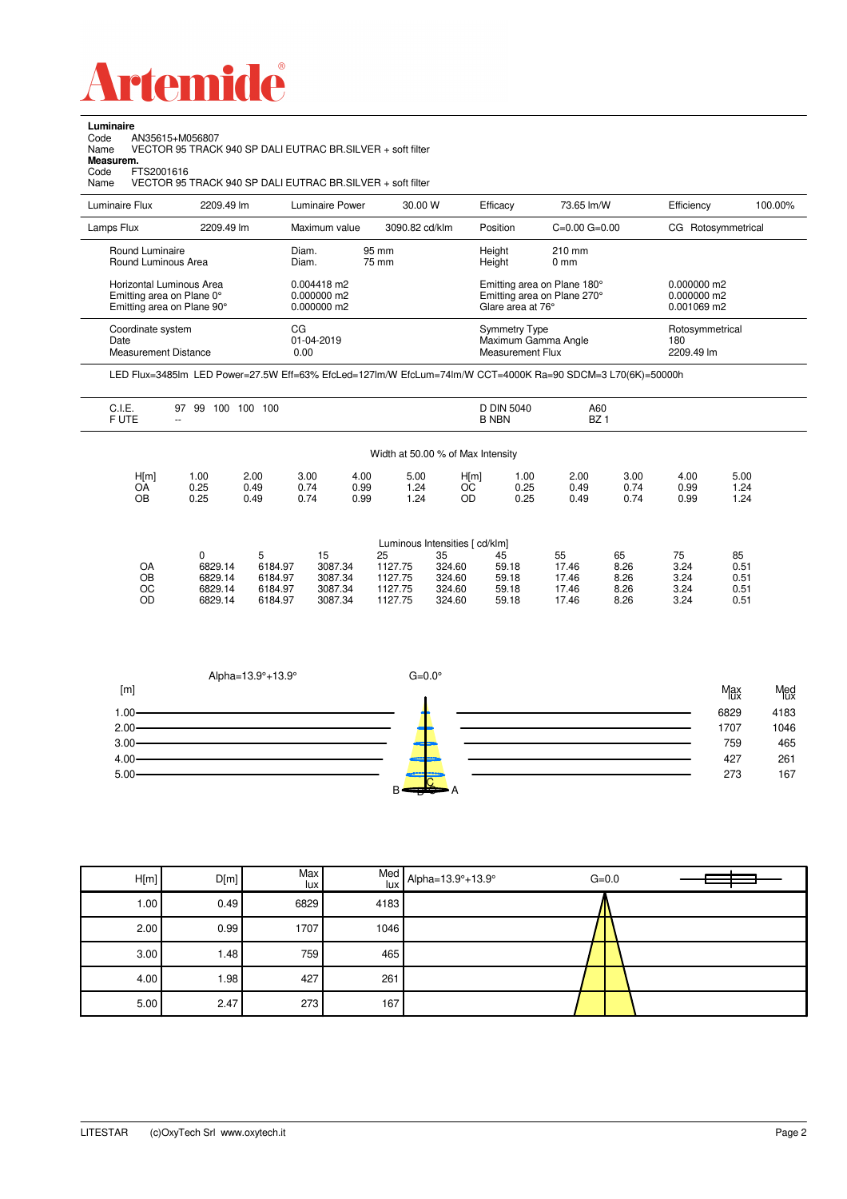# Artemide

**Luminaire**
Code AN35615+M056807
Name VECTOR 95 TRACK 940 SP DALI EUTRAC BR.SILVER + soft filter
**Measurem.**
Code FTS2001616
Name VECTOR 95 TRACK 940 SP DALI EUTRAC BR.SILVER + soft filter

| | | | | | | | |
|---|---|---|---|---|---|---|---|
| Luminaire Flux | 2209.49 lm | Luminaire Power | 30.00 W | Efficacy | 73.65 lm/W | Efficiency | 100.00% |
| Lamps Flux | 2209.49 lm | Maximum value | 3090.82 cd/klm | Position | C=0.00 G=0.00 | CG Rotosymmetrical | |

| | | | | | |
|---|---|---|---|---|---|
| Round Luminaire | Diam. | 95 mm | Height | 210 mm | |
| Round Luminous Area | Diam. | 75 mm | Height | 0 mm | |
| Horizontal Luminous Area | 0.004418 m2 | | Emitting area on Plane 180° | | 0.000000 m2 |
| Emitting area on Plane 0° | 0.000000 m2 | | Emitting area on Plane 270° | | 0.000000 m2 |
| Emitting area on Plane 90° | 0.000000 m2 | | Glare area at 76° | | 0.001069 m2 |
| Coordinate system | CG | | Symmetry Type | | Rotosymmetrical |
| Date | 01-04-2019 | | Maximum Gamma Angle | | 180 |
| Measurement Distance | 0.00 | | Measurement Flux | | 2209.49 lm |

LED Flux=3485lm LED Power=27.5W Eff=63% EfcLed=127lm/W EfcLum=74lm/W CCT=4000K Ra=90 SDCM=3 L70(6K)=50000h

| | | | |
|---|---|---|---|
| C.I.E. | 97 99 100 100 100 | D DIN 5040 | A60 |
| F UTE | -- | B NBN | BZ 1 |

Width at 50.00 % of Max Intensity

| H[m] | 1.00 | 2.00 | 3.00 | 4.00 | 5.00 | H[m] | 1.00 | 2.00 | 3.00 | 4.00 | 5.00 |
|---|---|---|---|---|---|---|---|---|---|---|---|
| OA | 0.25 | 0.49 | 0.74 | 0.99 | 1.24 | OC | 0.25 | 0.49 | 0.74 | 0.99 | 1.24 |
| OB | 0.25 | 0.49 | 0.74 | 0.99 | 1.24 | OD | 0.25 | 0.49 | 0.74 | 0.99 | 1.24 |

Luminous Intensities [ cd/klm]

| | 0 | 5 | 15 | 25 | 35 | 45 | 55 | 65 | 75 | 85 |
|---|---|---|---|---|---|---|---|---|---|---|
| OA | 6829.14 | 6184.97 | 3087.34 | 1127.75 | 324.60 | 59.18 | 17.46 | 8.26 | 3.24 | 0.51 |
| OB | 6829.14 | 6184.97 | 3087.34 | 1127.75 | 324.60 | 59.18 | 17.46 | 8.26 | 3.24 | 0.51 |
| OC | 6829.14 | 6184.97 | 3087.34 | 1127.75 | 324.60 | 59.18 | 17.46 | 8.26 | 3.24 | 0.51 |
| OD | 6829.14 | 6184.97 | 3087.34 | 1127.75 | 324.60 | 59.18 | 17.46 | 8.26 | 3.24 | 0.51 |

Alpha=13.9°+13.9°
G=0.0°
[m]
1.00
2.00
3.00
4.00
5.00
B D C A
Max lux
6829
1707
759
427
273
Med lux
4183
1046
465
261
167

| H[m] | D[m] | Max lux | Med lux | Alpha=13.9°+13.9° G=0.0 |
|---|---|---|---|---|
| 1.00 | 0.49 | 6829 | 4183 | |
| 2.00 | 0.99 | 1707 | 1046 | |
| 3.00 | 1.48 | 759 | 465 | |
| 4.00 | 1.98 | 427 | 261 | |
| 5.00 | 2.47 | 273 | 167 | |

LITESTAR (c)OxyTech Srl www.oxytech.it